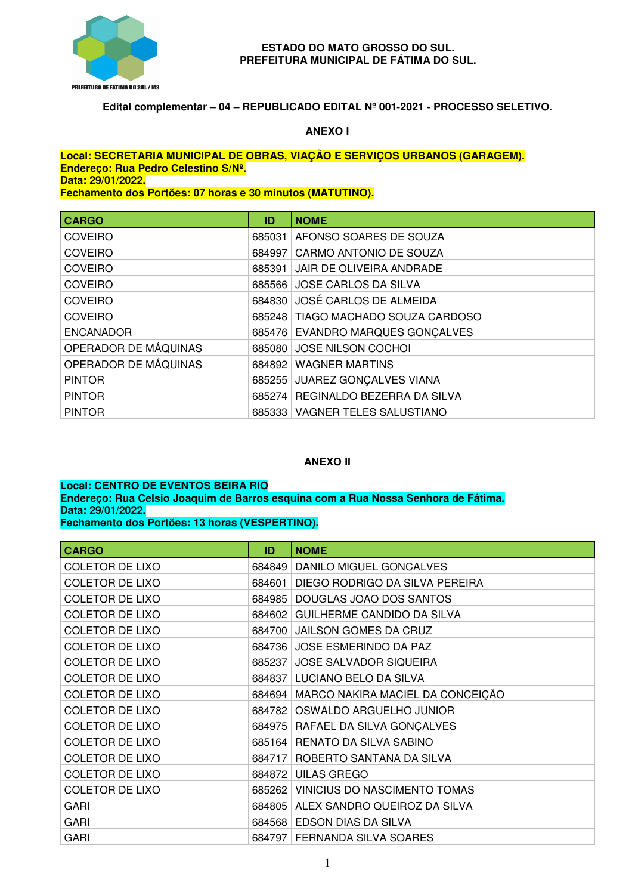**ESTADO DO MATO GROSSO DO SUL.**
**PREFEITURA MUNICIPAL DE FÁTIMA DO SUL.**

**Edital complementar – 04 – REPUBLICADO EDITAL Nº 001-2021 - PROCESSO SELETIVO.**

## ANEXO I

**Local: SECRETARIA MUNICIPAL DE OBRAS, VIAÇÃO E SERVIÇOS URBANOS (GARAGEM).**
**Endereço: Rua Pedro Celestino S/Nº.**
**Data: 29/01/2022.**
**Fechamento dos Portões: 07 horas e 30 minutos (MATUTINO).**

| CARGO | ID | NOME |
|---|---|---|
| COVEIRO | 685031 | AFONSO SOARES DE SOUZA |
| COVEIRO | 684997 | CARMO ANTONIO DE SOUZA |
| COVEIRO | 685391 | JAIR DE OLIVEIRA ANDRADE |
| COVEIRO | 685566 | JOSE CARLOS DA SILVA |
| COVEIRO | 684830 | JOSÉ CARLOS DE ALMEIDA |
| COVEIRO | 685248 | TIAGO MACHADO SOUZA CARDOSO |
| ENCANADOR | 685476 | EVANDRO MARQUES GONÇALVES |
| OPERADOR DE MÁQUINAS | 685080 | JOSE NILSON COCHOI |
| OPERADOR DE MÁQUINAS | 684892 | WAGNER MARTINS |
| PINTOR | 685255 | JUAREZ GONÇALVES VIANA |
| PINTOR | 685274 | REGINALDO BEZERRA DA SILVA |
| PINTOR | 685333 | VAGNER TELES SALUSTIANO |

## ANEXO II

**Local: CENTRO DE EVENTOS BEIRA RIO**
**Endereço: Rua Celsio Joaquim de Barros esquina com a Rua Nossa Senhora de Fátima.**
**Data: 29/01/2022.**
**Fechamento dos Portões: 13 horas (VESPERTINO).**

| CARGO | ID | NOME |
|---|---|---|
| COLETOR DE LIXO | 684849 | DANILO MIGUEL GONCALVES |
| COLETOR DE LIXO | 684601 | DIEGO RODRIGO DA SILVA PEREIRA |
| COLETOR DE LIXO | 684985 | DOUGLAS JOAO DOS SANTOS |
| COLETOR DE LIXO | 684602 | GUILHERME CANDIDO DA SILVA |
| COLETOR DE LIXO | 684700 | JAILSON GOMES DA CRUZ |
| COLETOR DE LIXO | 684736 | JOSE ESMERINDO DA PAZ |
| COLETOR DE LIXO | 685237 | JOSE SALVADOR SIQUEIRA |
| COLETOR DE LIXO | 684837 | LUCIANO BELO DA SILVA |
| COLETOR DE LIXO | 684694 | MARCO NAKIRA MACIEL DA CONCEIÇÃO |
| COLETOR DE LIXO | 684782 | OSWALDO ARGUELHO JUNIOR |
| COLETOR DE LIXO | 684975 | RAFAEL DA SILVA GONÇALVES |
| COLETOR DE LIXO | 685164 | RENATO DA SILVA SABINO |
| COLETOR DE LIXO | 684717 | ROBERTO SANTANA DA SILVA |
| COLETOR DE LIXO | 684872 | UILAS GREGO |
| COLETOR DE LIXO | 685262 | VINICIUS DO NASCIMENTO TOMAS |
| GARI | 684805 | ALEX SANDRO QUEIROZ DA SILVA |
| GARI | 684568 | EDSON DIAS DA SILVA |
| GARI | 684797 | FERNANDA SILVA SOARES |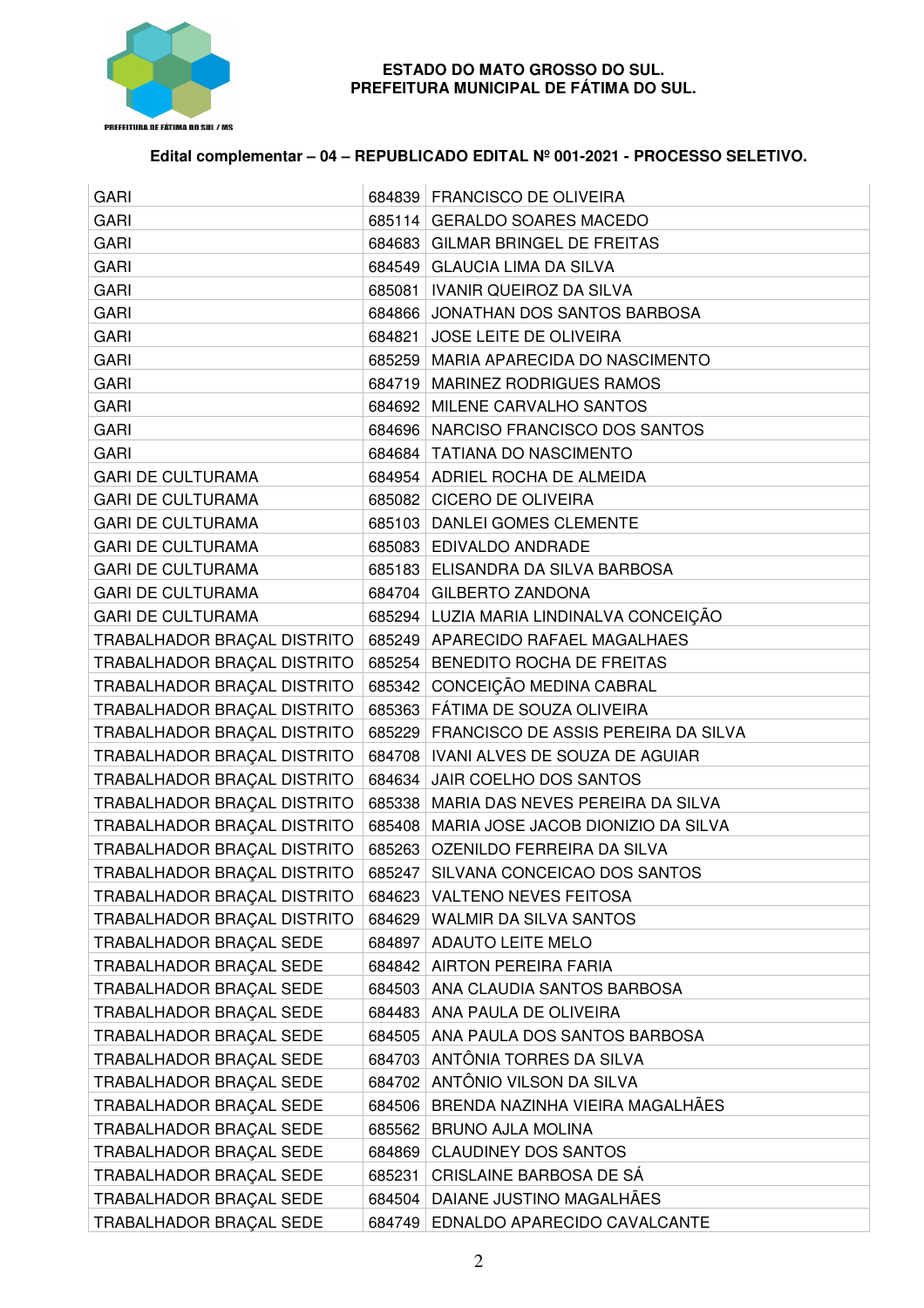ESTADO DO MATO GROSSO DO SUL.
PREFEITURA MUNICIPAL DE FÁTIMA DO SUL.

**Edital complementar – 04 – REPUBLICADO EDITAL Nº 001-2021 - PROCESSO SELETIVO.**

| | | |
|---|---|---|
| GARI | 684839 | FRANCISCO DE OLIVEIRA |
| GARI | 685114 | GERALDO SOARES MACEDO |
| GARI | 684683 | GILMAR BRINGEL DE FREITAS |
| GARI | 684549 | GLAUCIA LIMA DA SILVA |
| GARI | 685081 | IVANIR QUEIROZ DA SILVA |
| GARI | 684866 | JONATHAN DOS SANTOS BARBOSA |
| GARI | 684821 | JOSE LEITE DE OLIVEIRA |
| GARI | 685259 | MARIA APARECIDA DO NASCIMENTO |
| GARI | 684719 | MARINEZ RODRIGUES RAMOS |
| GARI | 684692 | MILENE CARVALHO SANTOS |
| GARI | 684696 | NARCISO FRANCISCO DOS SANTOS |
| GARI | 684684 | TATIANA DO NASCIMENTO |
| GARI DE CULTURAMA | 684954 | ADRIEL ROCHA DE ALMEIDA |
| GARI DE CULTURAMA | 685082 | CICERO DE OLIVEIRA |
| GARI DE CULTURAMA | 685103 | DANLEI GOMES CLEMENTE |
| GARI DE CULTURAMA | 685083 | EDIVALDO ANDRADE |
| GARI DE CULTURAMA | 685183 | ELISANDRA DA SILVA BARBOSA |
| GARI DE CULTURAMA | 684704 | GILBERTO ZANDONA |
| GARI DE CULTURAMA | 685294 | LUZIA MARIA LINDINALVA CONCEIÇÃO |
| TRABALHADOR BRAÇAL DISTRITO | 685249 | APARECIDO RAFAEL MAGALHAES |
| TRABALHADOR BRAÇAL DISTRITO | 685254 | BENEDITO ROCHA DE FREITAS |
| TRABALHADOR BRAÇAL DISTRITO | 685342 | CONCEIÇÃO MEDINA CABRAL |
| TRABALHADOR BRAÇAL DISTRITO | 685363 | FÁTIMA DE SOUZA OLIVEIRA |
| TRABALHADOR BRAÇAL DISTRITO | 685229 | FRANCISCO DE ASSIS PEREIRA DA SILVA |
| TRABALHADOR BRAÇAL DISTRITO | 684708 | IVANI ALVES DE SOUZA DE AGUIAR |
| TRABALHADOR BRAÇAL DISTRITO | 684634 | JAIR COELHO DOS SANTOS |
| TRABALHADOR BRAÇAL DISTRITO | 685338 | MARIA DAS NEVES PEREIRA DA SILVA |
| TRABALHADOR BRAÇAL DISTRITO | 685408 | MARIA JOSE JACOB DIONIZIO DA SILVA |
| TRABALHADOR BRAÇAL DISTRITO | 685263 | OZENILDO FERREIRA DA SILVA |
| TRABALHADOR BRAÇAL DISTRITO | 685247 | SILVANA CONCEICAO DOS SANTOS |
| TRABALHADOR BRAÇAL DISTRITO | 684623 | VALTENO NEVES FEITOSA |
| TRABALHADOR BRAÇAL DISTRITO | 684629 | WALMIR DA SILVA SANTOS |
| TRABALHADOR BRAÇAL SEDE | 684897 | ADAUTO LEITE MELO |
| TRABALHADOR BRAÇAL SEDE | 684842 | AIRTON PEREIRA FARIA |
| TRABALHADOR BRAÇAL SEDE | 684503 | ANA CLAUDIA SANTOS BARBOSA |
| TRABALHADOR BRAÇAL SEDE | 684483 | ANA PAULA DE OLIVEIRA |
| TRABALHADOR BRAÇAL SEDE | 684505 | ANA PAULA DOS SANTOS BARBOSA |
| TRABALHADOR BRAÇAL SEDE | 684703 | ANTÔNIA TORRES DA SILVA |
| TRABALHADOR BRAÇAL SEDE | 684702 | ANTÔNIO VILSON DA SILVA |
| TRABALHADOR BRAÇAL SEDE | 684506 | BRENDA NAZINHA VIEIRA MAGALHÃES |
| TRABALHADOR BRAÇAL SEDE | 685562 | BRUNO AJLA MOLINA |
| TRABALHADOR BRAÇAL SEDE | 684869 | CLAUDINEY DOS SANTOS |
| TRABALHADOR BRAÇAL SEDE | 685231 | CRISLAINE BARBOSA DE SÁ |
| TRABALHADOR BRAÇAL SEDE | 684504 | DAIANE JUSTINO MAGALHÃES |
| TRABALHADOR BRAÇAL SEDE | 684749 | EDNALDO APARECIDO CAVALCANTE |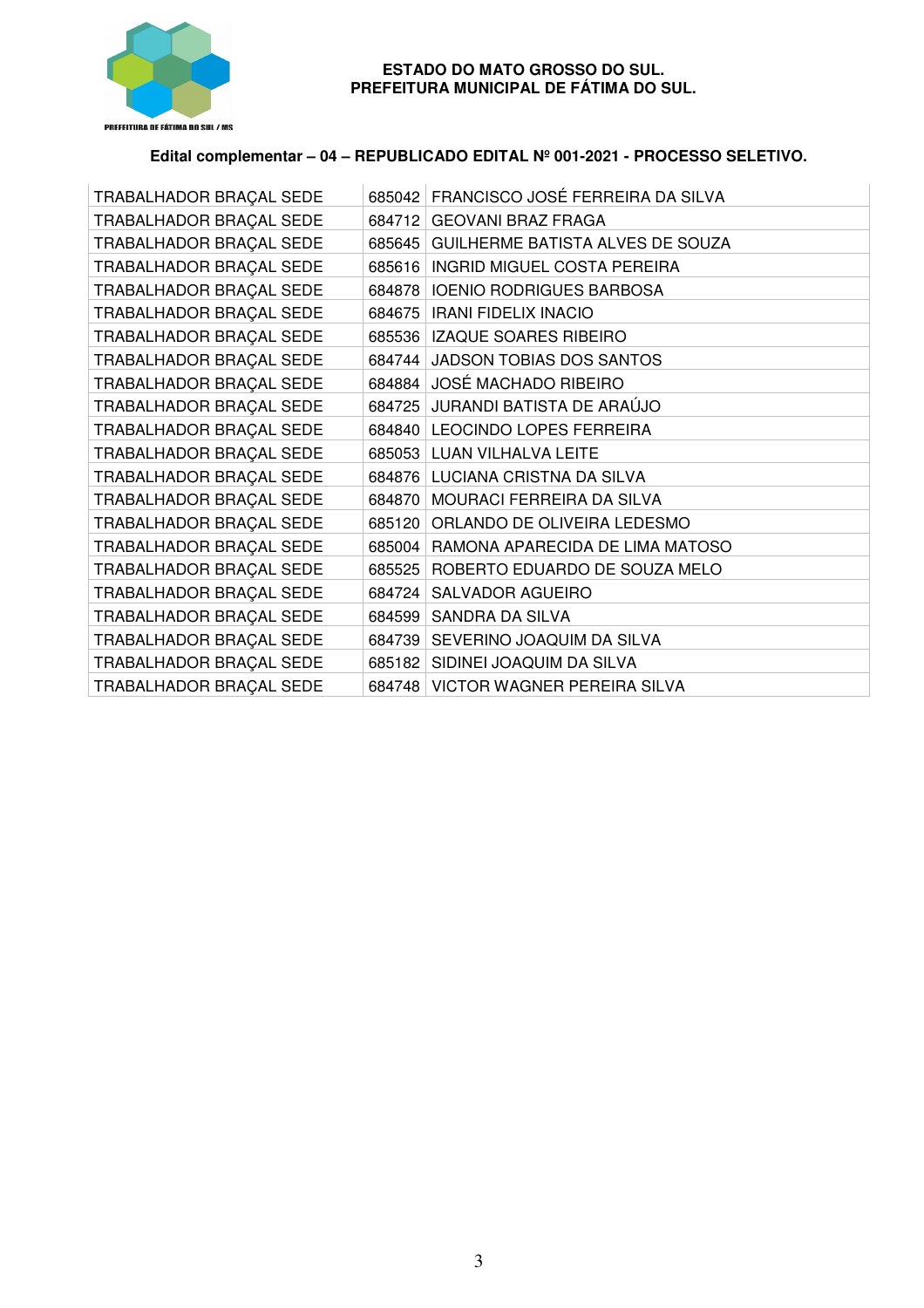**ESTADO DO MATO GROSSO DO SUL.**
**PREFEITURA MUNICIPAL DE FÁTIMA DO SUL.**

**Edital complementar – 04 – REPUBLICADO EDITAL Nº 001-2021 - PROCESSO SELETIVO.**

| | | |
|---|---|---|
| TRABALHADOR BRAÇAL SEDE | 685042 | FRANCISCO JOSÉ FERREIRA DA SILVA |
| TRABALHADOR BRAÇAL SEDE | 684712 | GEOVANI BRAZ FRAGA |
| TRABALHADOR BRAÇAL SEDE | 685645 | GUILHERME BATISTA ALVES DE SOUZA |
| TRABALHADOR BRAÇAL SEDE | 685616 | INGRID MIGUEL COSTA PEREIRA |
| TRABALHADOR BRAÇAL SEDE | 684878 | IOENIO RODRIGUES BARBOSA |
| TRABALHADOR BRAÇAL SEDE | 684675 | IRANI FIDELIX INACIO |
| TRABALHADOR BRAÇAL SEDE | 685536 | IZAQUE SOARES RIBEIRO |
| TRABALHADOR BRAÇAL SEDE | 684744 | JADSON TOBIAS DOS SANTOS |
| TRABALHADOR BRAÇAL SEDE | 684884 | JOSÉ MACHADO RIBEIRO |
| TRABALHADOR BRAÇAL SEDE | 684725 | JURANDI BATISTA DE ARAÚJO |
| TRABALHADOR BRAÇAL SEDE | 684840 | LEOCINDO LOPES FERREIRA |
| TRABALHADOR BRAÇAL SEDE | 685053 | LUAN VILHALVA LEITE |
| TRABALHADOR BRAÇAL SEDE | 684876 | LUCIANA CRISTNA DA SILVA |
| TRABALHADOR BRAÇAL SEDE | 684870 | MOURACI FERREIRA DA SILVA |
| TRABALHADOR BRAÇAL SEDE | 685120 | ORLANDO DE OLIVEIRA LEDESMO |
| TRABALHADOR BRAÇAL SEDE | 685004 | RAMONA APARECIDA DE LIMA MATOSO |
| TRABALHADOR BRAÇAL SEDE | 685525 | ROBERTO EDUARDO DE SOUZA MELO |
| TRABALHADOR BRAÇAL SEDE | 684724 | SALVADOR AGUEIRO |
| TRABALHADOR BRAÇAL SEDE | 684599 | SANDRA DA SILVA |
| TRABALHADOR BRAÇAL SEDE | 684739 | SEVERINO JOAQUIM DA SILVA |
| TRABALHADOR BRAÇAL SEDE | 685182 | SIDINEI JOAQUIM DA SILVA |
| TRABALHADOR BRAÇAL SEDE | 684748 | VICTOR WAGNER PEREIRA SILVA |